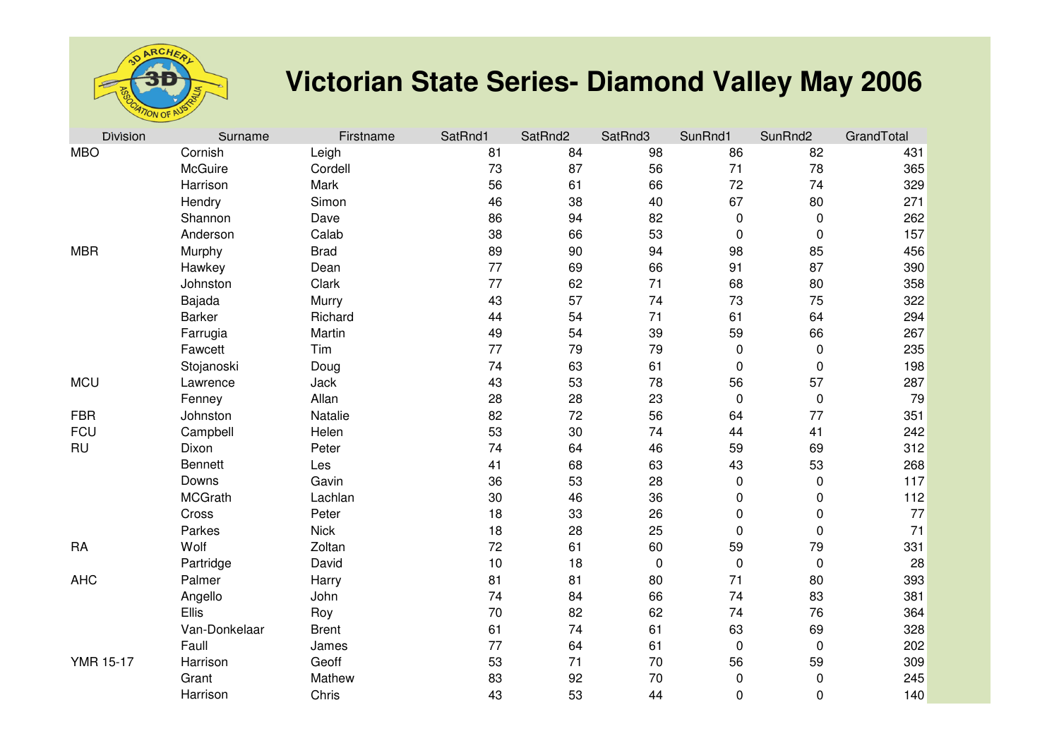# Victorian State Series- Diamond Valley May 2006

| Division | Surname | Firstname | SatRnd1 | SatRnd2 | SatRnd3 | SunRnd1 | SunRnd2 | GrandTotal |
|---|---|---|---|---|---|---|---|---|
| MBO | Cornish | Leigh | 81 | 84 | 98 | 86 | 82 | 431 |
| | McGuire | Cordell | 73 | 87 | 56 | 71 | 78 | 365 |
| | Harrison | Mark | 56 | 61 | 66 | 72 | 74 | 329 |
| | Hendry | Simon | 46 | 38 | 40 | 67 | 80 | 271 |
| | Shannon | Dave | 86 | 94 | 82 | 0 | 0 | 262 |
| | Anderson | Calab | 38 | 66 | 53 | 0 | 0 | 157 |
| MBR | Murphy | Brad | 89 | 90 | 94 | 98 | 85 | 456 |
| | Hawkey | Dean | 77 | 69 | 66 | 91 | 87 | 390 |
| | Johnston | Clark | 77 | 62 | 71 | 68 | 80 | 358 |
| | Bajada | Murry | 43 | 57 | 74 | 73 | 75 | 322 |
| | Barker | Richard | 44 | 54 | 71 | 61 | 64 | 294 |
| | Farrugia | Martin | 49 | 54 | 39 | 59 | 66 | 267 |
| | Fawcett | Tim | 77 | 79 | 79 | 0 | 0 | 235 |
| | Stojanoski | Doug | 74 | 63 | 61 | 0 | 0 | 198 |
| MCU | Lawrence | Jack | 43 | 53 | 78 | 56 | 57 | 287 |
| | Fenney | Allan | 28 | 28 | 23 | 0 | 0 | 79 |
| FBR | Johnston | Natalie | 82 | 72 | 56 | 64 | 77 | 351 |
| FCU | Campbell | Helen | 53 | 30 | 74 | 44 | 41 | 242 |
| RU | Dixon | Peter | 74 | 64 | 46 | 59 | 69 | 312 |
| | Bennett | Les | 41 | 68 | 63 | 43 | 53 | 268 |
| | Downs | Gavin | 36 | 53 | 28 | 0 | 0 | 117 |
| | MCGrath | Lachlan | 30 | 46 | 36 | 0 | 0 | 112 |
| | Cross | Peter | 18 | 33 | 26 | 0 | 0 | 77 |
| | Parkes | Nick | 18 | 28 | 25 | 0 | 0 | 71 |
| RA | Wolf | Zoltan | 72 | 61 | 60 | 59 | 79 | 331 |
| | Partridge | David | 10 | 18 | 0 | 0 | 0 | 28 |
| AHC | Palmer | Harry | 81 | 81 | 80 | 71 | 80 | 393 |
| | Angello | John | 74 | 84 | 66 | 74 | 83 | 381 |
| | Ellis | Roy | 70 | 82 | 62 | 74 | 76 | 364 |
| | Van-Donkelaar | Brent | 61 | 74 | 61 | 63 | 69 | 328 |
| | Faull | James | 77 | 64 | 61 | 0 | 0 | 202 |
| YMR 15-17 | Harrison | Geoff | 53 | 71 | 70 | 56 | 59 | 309 |
| | Grant | Mathew | 83 | 92 | 70 | 0 | 0 | 245 |
| | Harrison | Chris | 43 | 53 | 44 | 0 | 0 | 140 |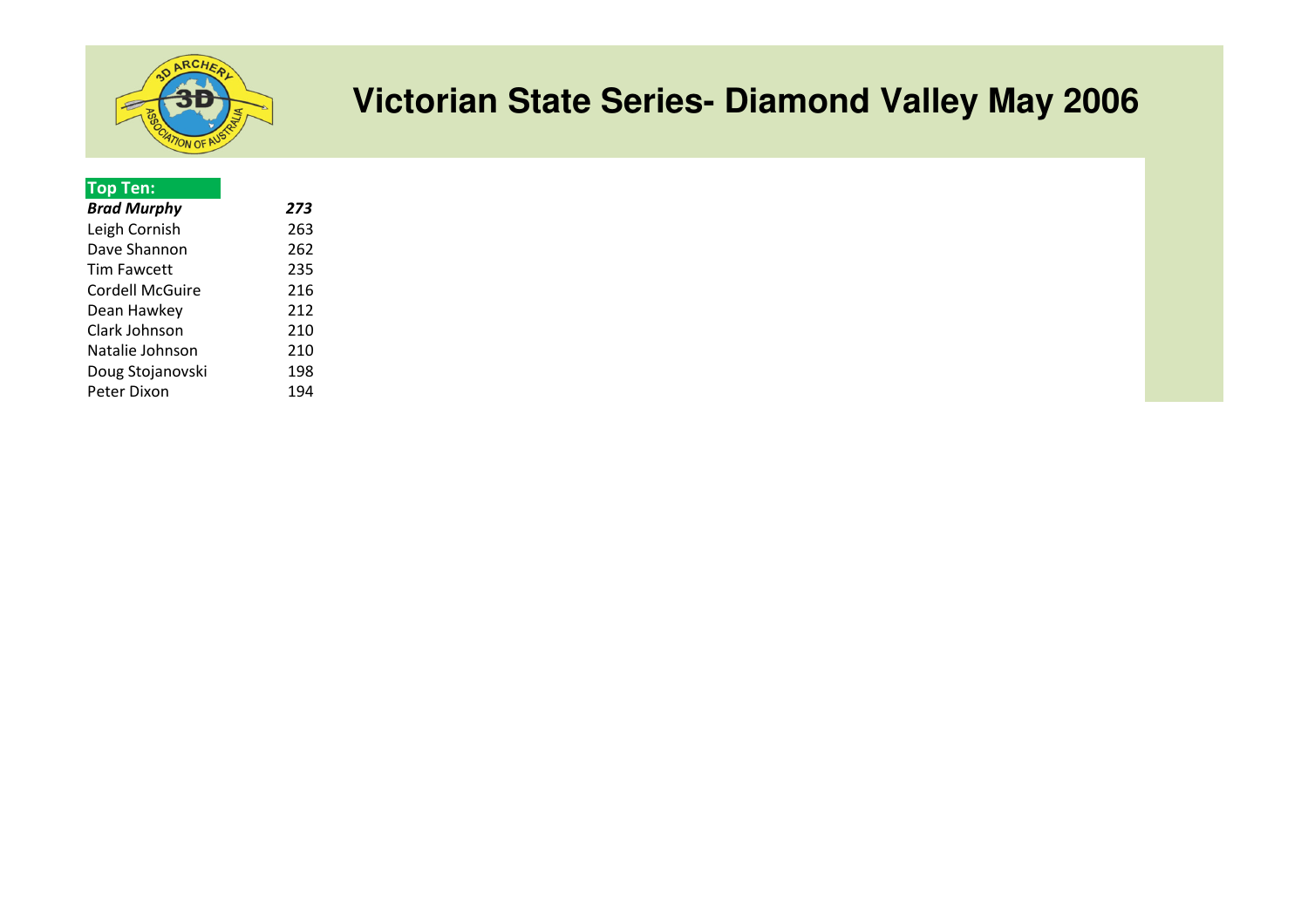# Victorian State Series- Diamond Valley May 2006

**Top Ten:**

| | |
|---|---|
| ***Brad Murphy*** | ***273*** |
| Leigh Cornish | 263 |
| Dave Shannon | 262 |
| Tim Fawcett | 235 |
| Cordell McGuire | 216 |
| Dean Hawkey | 212 |
| Clark Johnson | 210 |
| Natalie Johnson | 210 |
| Doug Stojanovski | 198 |
| Peter Dixon | 194 |